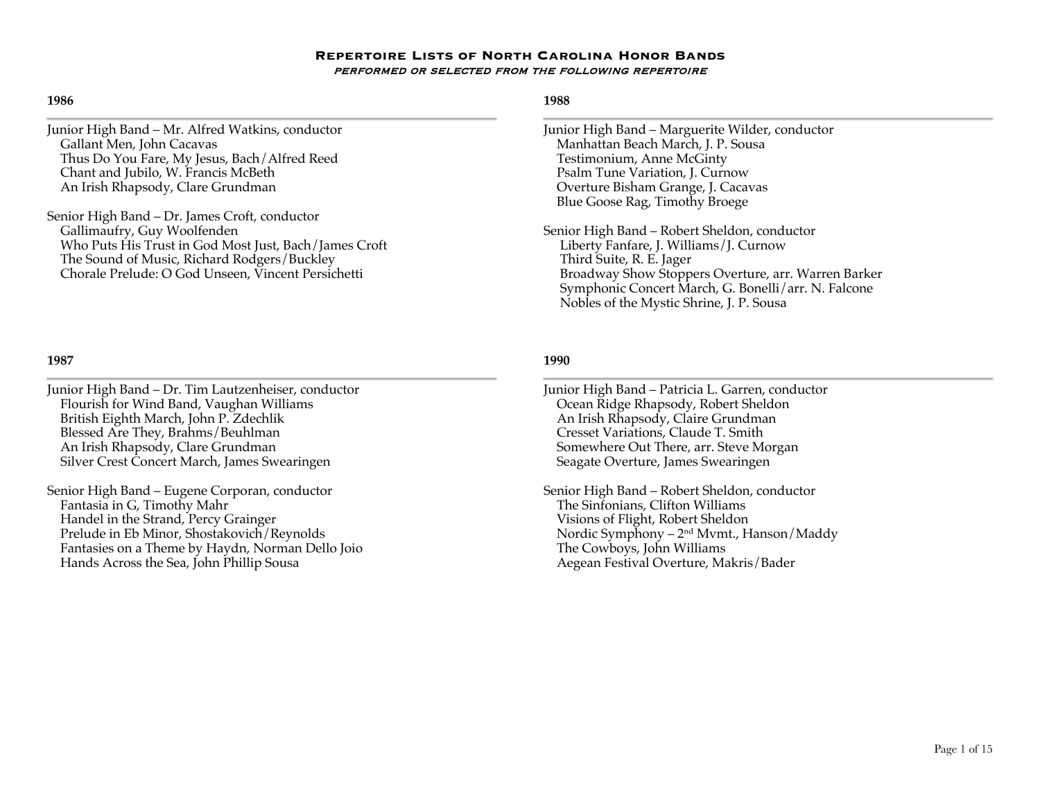# Repertoire Lists of North Carolina Honor Bands

*performed or selected from the following repertoire*

## 1986

Junior High Band – Mr. Alfred Watkins, conductor
- Gallant Men, John Cacavas
- Thus Do You Fare, My Jesus, Bach/Alfred Reed
- Chant and Jubilo, W. Francis McBeth
- An Irish Rhapsody, Clare Grundman

Senior High Band – Dr. James Croft, conductor
- Gallimaufry, Guy Woolfenden
- Who Puts His Trust in God Most Just, Bach/James Croft
- The Sound of Music, Richard Rodgers/Buckley
- Chorale Prelude: O God Unseen, Vincent Persichetti

## 1987

Junior High Band – Dr. Tim Lautzenheiser, conductor
- Flourish for Wind Band, Vaughan Williams
- British Eighth March, John P. Zdechlik
- Blessed Are They, Brahms/Beuhlman
- An Irish Rhapsody, Clare Grundman
- Silver Crest Concert March, James Swearingen

Senior High Band – Eugene Corporan, conductor
- Fantasia in G, Timothy Mahr
- Handel in the Strand, Percy Grainger
- Prelude in Eb Minor, Shostakovich/Reynolds
- Fantasies on a Theme by Haydn, Norman Dello Joio
- Hands Across the Sea, John Phillip Sousa

## 1988

Junior High Band – Marguerite Wilder, conductor
- Manhattan Beach March, J. P. Sousa
- Testimonium, Anne McGinty
- Psalm Tune Variation, J. Curnow
- Overture Bisham Grange, J. Cacavas
- Blue Goose Rag, Timothy Broege

Senior High Band – Robert Sheldon, conductor
- Liberty Fanfare, J. Williams/J. Curnow
- Third Suite, R. E. Jager
- Broadway Show Stoppers Overture, arr. Warren Barker
- Symphonic Concert March, G. Bonelli/arr. N. Falcone
- Nobles of the Mystic Shrine, J. P. Sousa

## 1990

Junior High Band – Patricia L. Garren, conductor
- Ocean Ridge Rhapsody, Robert Sheldon
- An Irish Rhapsody, Claire Grundman
- Cresset Variations, Claude T. Smith
- Somewhere Out There, arr. Steve Morgan
- Seagate Overture, James Swearingen

Senior High Band – Robert Sheldon, conductor
- The Sinfonians, Clifton Williams
- Visions of Flight, Robert Sheldon
- Nordic Symphony – 2nd Mvmt., Hanson/Maddy
- The Cowboys, John Williams
- Aegean Festival Overture, Makris/Bader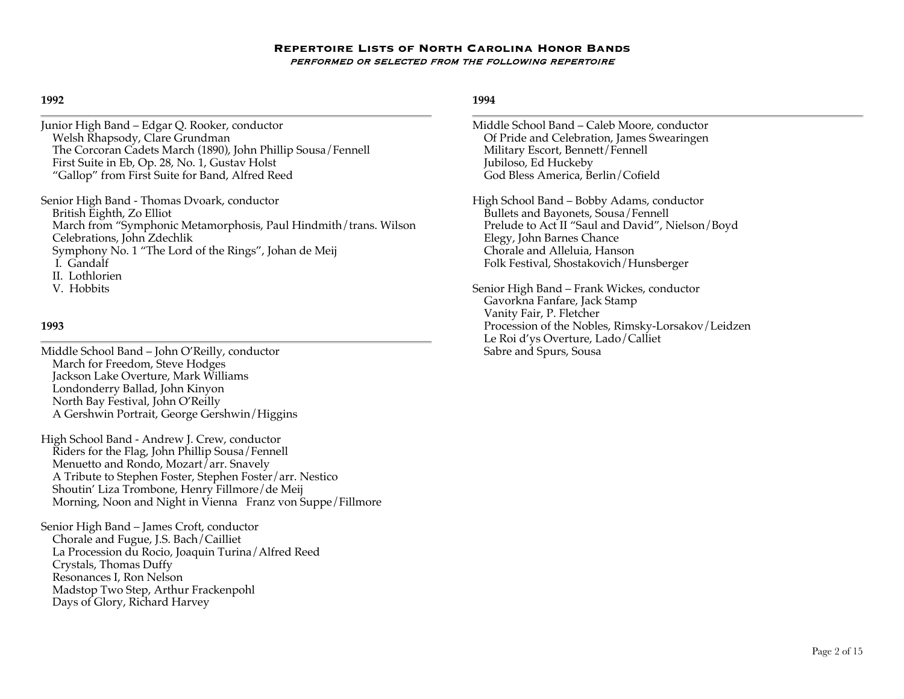# Repertoire Lists of North Carolina Honor Bands

*performed or selected from the following repertoire*

## 1992

Junior High Band – Edgar Q. Rooker, conductor
- Welsh Rhapsody, Clare Grundman
- The Corcoran Cadets March (1890), John Phillip Sousa/Fennell
- First Suite in Eb, Op. 28, No. 1, Gustav Holst
- "Gallop" from First Suite for Band, Alfred Reed

Senior High Band - Thomas Dvoark, conductor
- British Eighth, Zo Elliot
- March from "Symphonic Metamorphosis, Paul Hindmith/trans. Wilson
- Celebrations, John Zdechlik
- Symphony No. 1 "The Lord of the Rings", Johan de Meij
  - I. Gandalf
  - II. Lothlorien
  - V. Hobbits

## 1993

Middle School Band – John O'Reilly, conductor
- March for Freedom, Steve Hodges
- Jackson Lake Overture, Mark Williams
- Londonderry Ballad, John Kinyon
- North Bay Festival, John O'Reilly
- A Gershwin Portrait, George Gershwin/Higgins

High School Band - Andrew J. Crew, conductor
- Riders for the Flag, John Phillip Sousa/Fennell
- Menuetto and Rondo, Mozart/arr. Snavely
- A Tribute to Stephen Foster, Stephen Foster/arr. Nestico
- Shoutin' Liza Trombone, Henry Fillmore/de Meij
- Morning, Noon and Night in Vienna Franz von Suppe/Fillmore

Senior High Band – James Croft, conductor
- Chorale and Fugue, J.S. Bach/Cailliet
- La Procession du Rocio, Joaquin Turina/Alfred Reed
- Crystals, Thomas Duffy
- Resonances I, Ron Nelson
- Madstop Two Step, Arthur Frackenpohl
- Days of Glory, Richard Harvey

## 1994

Middle School Band – Caleb Moore, conductor
- Of Pride and Celebration, James Swearingen
- Military Escort, Bennett/Fennell
- Jubiloso, Ed Huckeby
- God Bless America, Berlin/Cofield

High School Band – Bobby Adams, conductor
- Bullets and Bayonets, Sousa/Fennell
- Prelude to Act II "Saul and David", Nielson/Boyd
- Elegy, John Barnes Chance
- Chorale and Alleluia, Hanson
- Folk Festival, Shostakovich/Hunsberger

Senior High Band – Frank Wickes, conductor
- Gavorkna Fanfare, Jack Stamp
- Vanity Fair, P. Fletcher
- Procession of the Nobles, Rimsky-Lorsakov/Leidzen
- Le Roi d'ys Overture, Lado/Calliet
- Sabre and Spurs, Sousa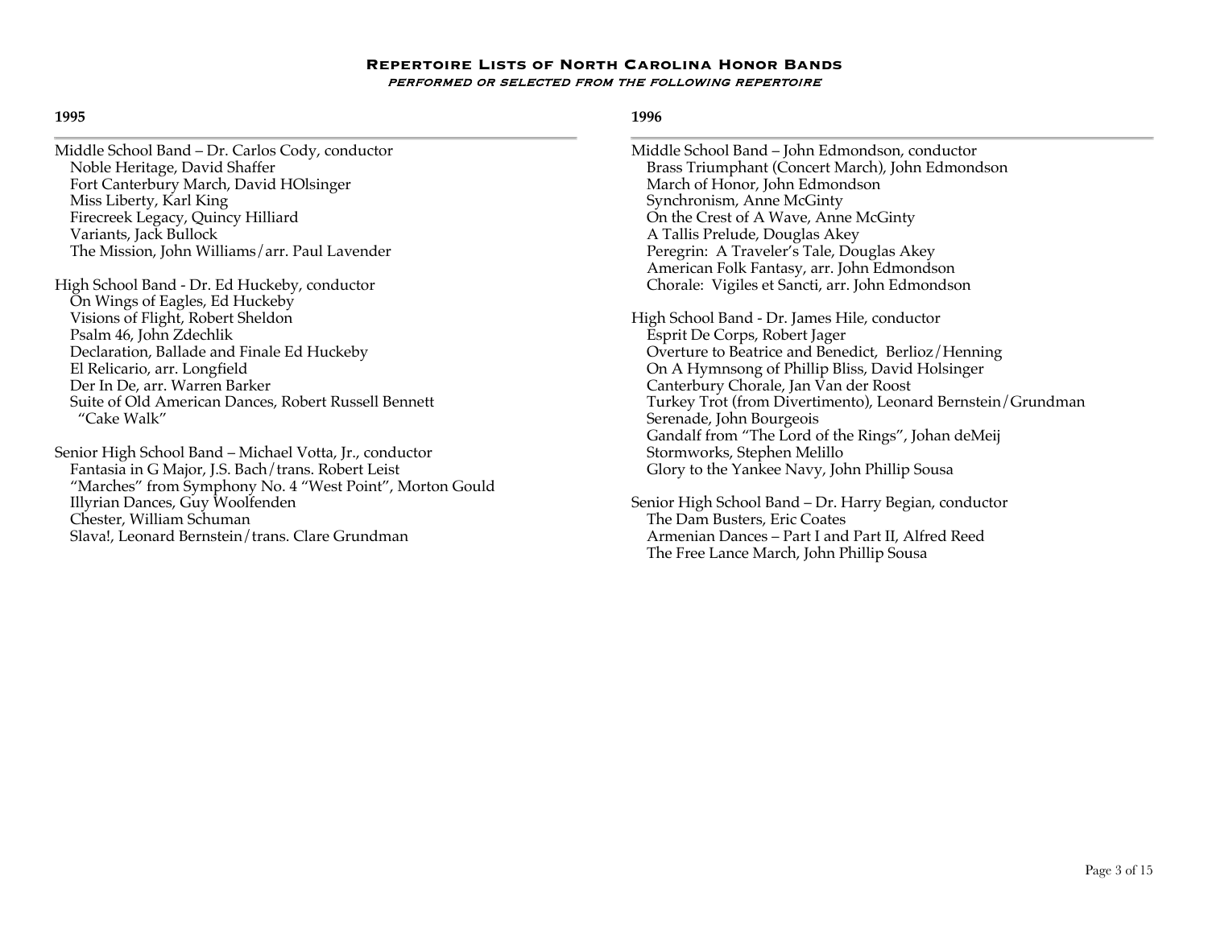## Repertoire Lists of North Carolina Honor Bands

*performed or selected from the following repertoire*

### 1995

Middle School Band – Dr. Carlos Cody, conductor
- Noble Heritage, David Shaffer
- Fort Canterbury March, David HOlsinger
- Miss Liberty, Karl King
- Firecreek Legacy, Quincy Hilliard
- Variants, Jack Bullock
- The Mission, John Williams/arr. Paul Lavender

High School Band - Dr. Ed Huckeby, conductor
- On Wings of Eagles, Ed Huckeby
- Visions of Flight, Robert Sheldon
- Psalm 46, John Zdechlik
- Declaration, Ballade and Finale Ed Huckeby
- El Relicario, arr. Longfield
- Der In De, arr. Warren Barker
- Suite of Old American Dances, Robert Russell Bennett
  - "Cake Walk"

Senior High School Band – Michael Votta, Jr., conductor
- Fantasia in G Major, J.S. Bach/trans. Robert Leist
- "Marches" from Symphony No. 4 "West Point", Morton Gould
- Illyrian Dances, Guy Woolfenden
- Chester, William Schuman
- Slava!, Leonard Bernstein/trans. Clare Grundman

### 1996

Middle School Band – John Edmondson, conductor
- Brass Triumphant (Concert March), John Edmondson
- March of Honor, John Edmondson
- Synchronism, Anne McGinty
- On the Crest of A Wave, Anne McGinty
- A Tallis Prelude, Douglas Akey
- Peregrin: A Traveler's Tale, Douglas Akey
- American Folk Fantasy, arr. John Edmondson
- Chorale: Vigiles et Sancti, arr. John Edmondson

High School Band - Dr. James Hile, conductor
- Esprit De Corps, Robert Jager
- Overture to Beatrice and Benedict, Berlioz/Henning
- On A Hymnsong of Phillip Bliss, David Holsinger
- Canterbury Chorale, Jan Van der Roost
- Turkey Trot (from Divertimento), Leonard Bernstein/Grundman
- Serenade, John Bourgeois
- Gandalf from "The Lord of the Rings", Johan deMeij
- Stormworks, Stephen Melillo
- Glory to the Yankee Navy, John Phillip Sousa

Senior High School Band – Dr. Harry Begian, conductor
- The Dam Busters, Eric Coates
- Armenian Dances – Part I and Part II, Alfred Reed
- The Free Lance March, John Phillip Sousa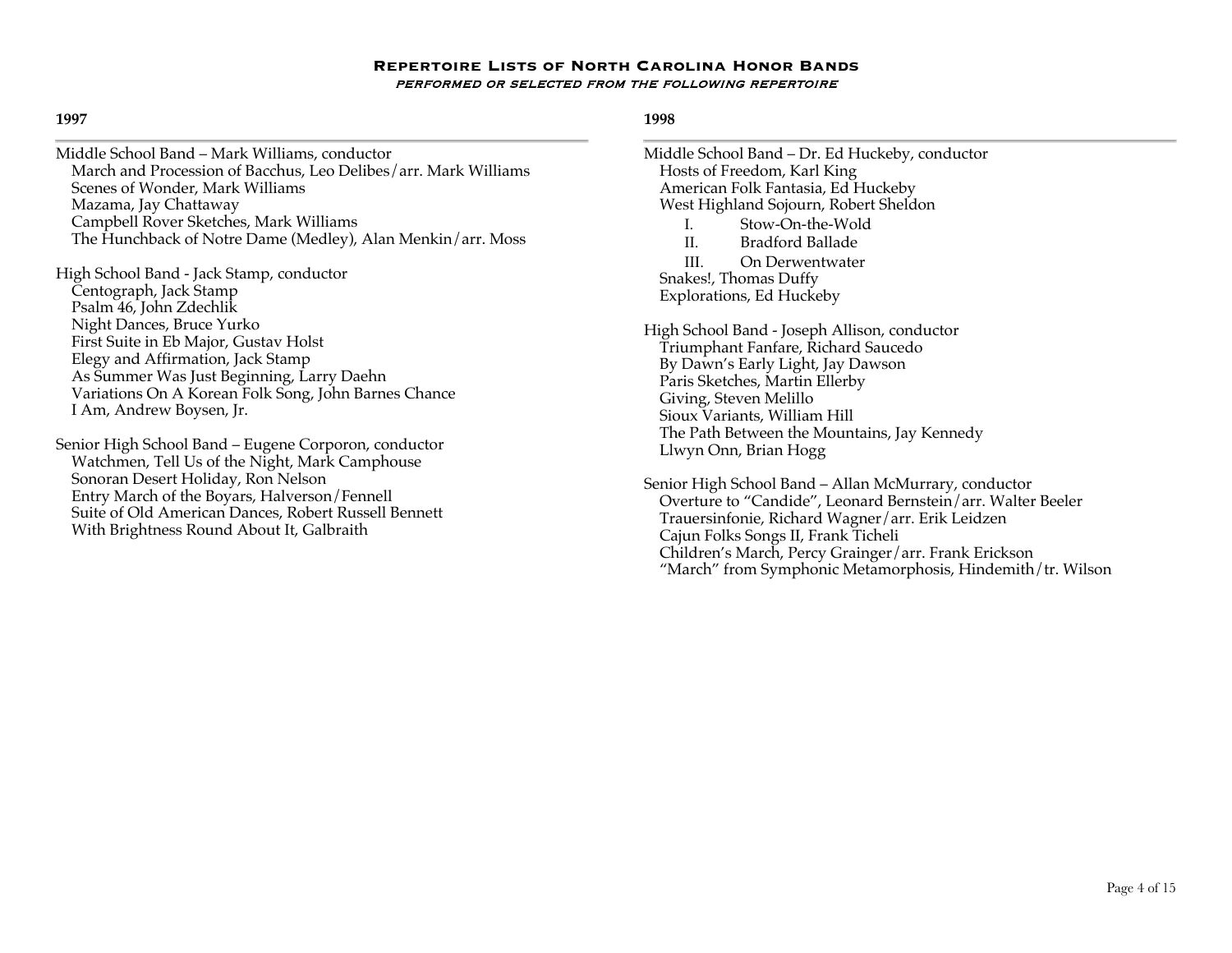# Repertoire Lists of North Carolina Honor Bands

*performed or selected from the following repertoire*

## 1997

Middle School Band – Mark Williams, conductor

- March and Procession of Bacchus, Leo Delibes/arr. Mark Williams
- Scenes of Wonder, Mark Williams
- Mazama, Jay Chattaway
- Campbell Rover Sketches, Mark Williams
- The Hunchback of Notre Dame (Medley), Alan Menkin/arr. Moss

High School Band - Jack Stamp, conductor

- Centograph, Jack Stamp
- Psalm 46, John Zdechlik
- Night Dances, Bruce Yurko
- First Suite in Eb Major, Gustav Holst
- Elegy and Affirmation, Jack Stamp
- As Summer Was Just Beginning, Larry Daehn
- Variations On A Korean Folk Song, John Barnes Chance
- I Am, Andrew Boysen, Jr.

Senior High School Band – Eugene Corporon, conductor

- Watchmen, Tell Us of the Night, Mark Camphouse
- Sonoran Desert Holiday, Ron Nelson
- Entry March of the Boyars, Halverson/Fennell
- Suite of Old American Dances, Robert Russell Bennett
- With Brightness Round About It, Galbraith

## 1998

Middle School Band – Dr. Ed Huckeby, conductor

- Hosts of Freedom, Karl King
- American Folk Fantasia, Ed Huckeby
- West Highland Sojourn, Robert Sheldon
  - I. Stow-On-the-Wold
  - II. Bradford Ballade
  - III. On Derwentwater
- Snakes!, Thomas Duffy
- Explorations, Ed Huckeby

High School Band - Joseph Allison, conductor

- Triumphant Fanfare, Richard Saucedo
- By Dawn's Early Light, Jay Dawson
- Paris Sketches, Martin Ellerby
- Giving, Steven Melillo
- Sioux Variants, William Hill
- The Path Between the Mountains, Jay Kennedy
- Llwyn Onn, Brian Hogg

Senior High School Band – Allan McMurrary, conductor

- Overture to "Candide", Leonard Bernstein/arr. Walter Beeler
- Trauersinfonie, Richard Wagner/arr. Erik Leidzen
- Cajun Folks Songs II, Frank Ticheli
- Children's March, Percy Grainger/arr. Frank Erickson
- "March" from Symphonic Metamorphosis, Hindemith/tr. Wilson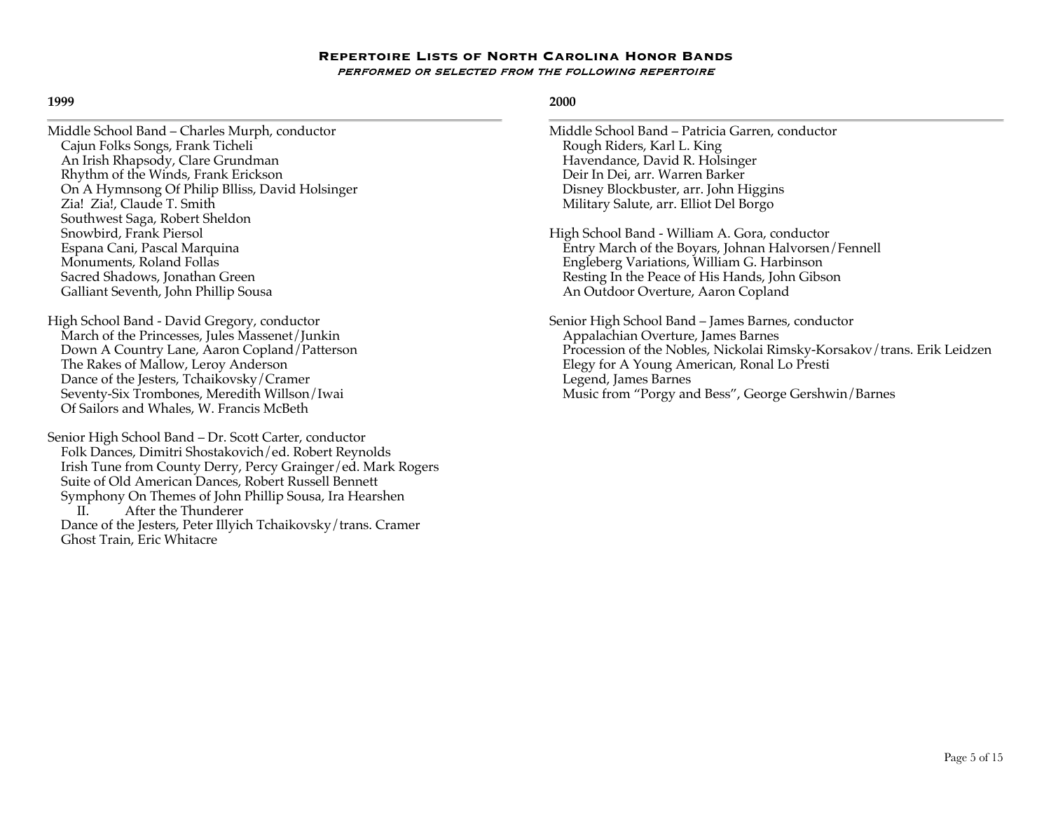# Repertoire Lists of North Carolina Honor Bands

*performed or selected from the following repertoire*

## 1999

Middle School Band – Charles Murph, conductor
- Cajun Folks Songs, Frank Ticheli
- An Irish Rhapsody, Clare Grundman
- Rhythm of the Winds, Frank Erickson
- On A Hymnsong Of Philip Blliss, David Holsinger
- Zia!  Zia!, Claude T. Smith
- Southwest Saga, Robert Sheldon
- Snowbird, Frank Piersol
- Espana Cani, Pascal Marquina
- Monuments, Roland Follas
- Sacred Shadows, Jonathan Green
- Galliant Seventh, John Phillip Sousa

High School Band - David Gregory, conductor
- March of the Princesses, Jules Massenet/Junkin
- Down A Country Lane, Aaron Copland/Patterson
- The Rakes of Mallow, Leroy Anderson
- Dance of the Jesters, Tchaikovsky/Cramer
- Seventy-Six Trombones, Meredith Willson/Iwai
- Of Sailors and Whales, W. Francis McBeth

Senior High School Band – Dr. Scott Carter, conductor
- Folk Dances, Dimitri Shostakovich/ed. Robert Reynolds
- Irish Tune from County Derry, Percy Grainger/ed. Mark Rogers
- Suite of Old American Dances, Robert Russell Bennett
- Symphony On Themes of John Phillip Sousa, Ira Hearshen
  - II. After the Thunderer
- Dance of the Jesters, Peter Illyich Tchaikovsky/trans. Cramer
- Ghost Train, Eric Whitacre

## 2000

Middle School Band – Patricia Garren, conductor
- Rough Riders, Karl L. King
- Havendance, David R. Holsinger
- Deir In Dei, arr. Warren Barker
- Disney Blockbuster, arr. John Higgins
- Military Salute, arr. Elliot Del Borgo

High School Band - William A. Gora, conductor
- Entry March of the Boyars, Johnan Halvorsen/Fennell
- Engleberg Variations, William G. Harbinson
- Resting In the Peace of His Hands, John Gibson
- An Outdoor Overture, Aaron Copland

Senior High School Band – James Barnes, conductor
- Appalachian Overture, James Barnes
- Procession of the Nobles, Nickolai Rimsky-Korsakov/trans. Erik Leidzen
- Elegy for A Young American, Ronal Lo Presti
- Legend, James Barnes
- Music from "Porgy and Bess", George Gershwin/Barnes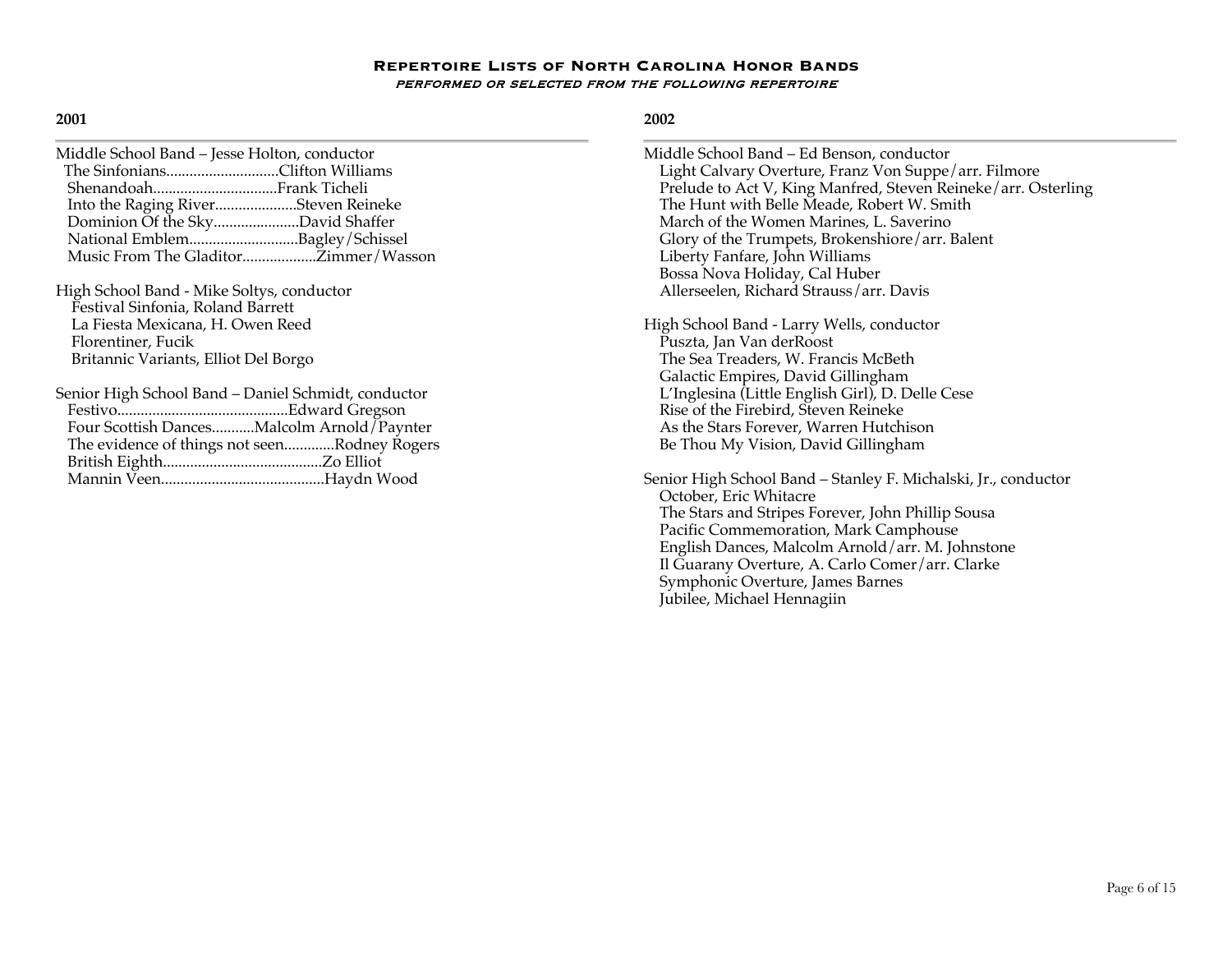# Repertoire Lists of North Carolina Honor Bands

*performed or selected from the following repertoire*

## 2001

Middle School Band – Jesse Holton, conductor
- The Sinfonians.............................Clifton Williams
- Shenandoah................................Frank Ticheli
- Into the Raging River.....................Steven Reineke
- Dominion Of the Sky......................David Shaffer
- National Emblem............................Bagley/Schissel
- Music From The Gladitor...................Zimmer/Wasson

High School Band - Mike Soltys, conductor
- Festival Sinfonia, Roland Barrett
- La Fiesta Mexicana, H. Owen Reed
- Florentiner, Fucik
- Britannic Variants, Elliot Del Borgo

Senior High School Band – Daniel Schmidt, conductor
- Festivo............................................Edward Gregson
- Four Scottish Dances...........Malcolm Arnold/Paynter
- The evidence of things not seen.............Rodney Rogers
- British Eighth.........................................Zo Elliot
- Mannin Veen..........................................Haydn Wood

## 2002

Middle School Band – Ed Benson, conductor
- Light Calvary Overture, Franz Von Suppe/arr. Filmore
- Prelude to Act V, King Manfred, Steven Reineke/arr. Osterling
- The Hunt with Belle Meade, Robert W. Smith
- March of the Women Marines, L. Saverino
- Glory of the Trumpets, Brokenshiore/arr. Balent
- Liberty Fanfare, John Williams
- Bossa Nova Holiday, Cal Huber
- Allerseelen, Richard Strauss/arr. Davis

High School Band - Larry Wells, conductor
- Puszta, Jan Van derRoost
- The Sea Treaders, W. Francis McBeth
- Galactic Empires, David Gillingham
- L'Inglesina (Little English Girl), D. Delle Cese
- Rise of the Firebird, Steven Reineke
- As the Stars Forever, Warren Hutchison
- Be Thou My Vision, David Gillingham

Senior High School Band – Stanley F. Michalski, Jr., conductor
- October, Eric Whitacre
- The Stars and Stripes Forever, John Phillip Sousa
- Pacific Commemoration, Mark Camphouse
- English Dances, Malcolm Arnold/arr. M. Johnstone
- Il Guarany Overture, A. Carlo Comer/arr. Clarke
- Symphonic Overture, James Barnes
- Jubilee, Michael Hennagiin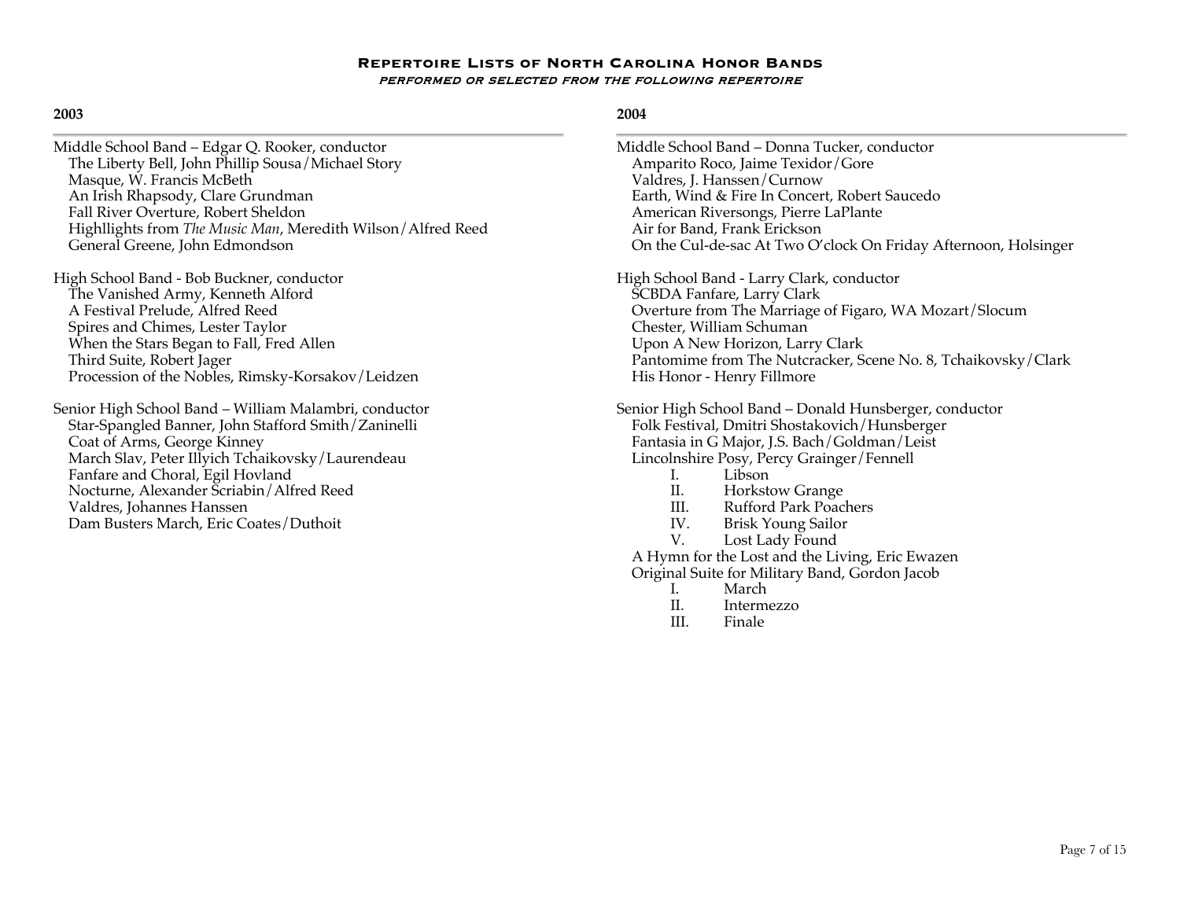## Repertoire Lists of North Carolina Honor Bands

*performed or selected from the following repertoire*

### 2003

Middle School Band – Edgar Q. Rooker, conductor
- The Liberty Bell, John Phillip Sousa/Michael Story
- Masque, W. Francis McBeth
- An Irish Rhapsody, Clare Grundman
- Fall River Overture, Robert Sheldon
- Highllights from *The Music Man*, Meredith Wilson/Alfred Reed
- General Greene, John Edmondson

High School Band - Bob Buckner, conductor
- The Vanished Army, Kenneth Alford
- A Festival Prelude, Alfred Reed
- Spires and Chimes, Lester Taylor
- When the Stars Began to Fall, Fred Allen
- Third Suite, Robert Jager
- Procession of the Nobles, Rimsky-Korsakov/Leidzen

Senior High School Band – William Malambri, conductor
- Star-Spangled Banner, John Stafford Smith/Zaninelli
- Coat of Arms, George Kinney
- March Slav, Peter Illyich Tchaikovsky/Laurendeau
- Fanfare and Choral, Egil Hovland
- Nocturne, Alexander Scriabin/Alfred Reed
- Valdres, Johannes Hanssen
- Dam Busters March, Eric Coates/Duthoit

### 2004

Middle School Band – Donna Tucker, conductor
- Amparito Roco, Jaime Texidor/Gore
- Valdres, J. Hanssen/Curnow
- Earth, Wind & Fire In Concert, Robert Saucedo
- American Riversongs, Pierre LaPlante
- Air for Band, Frank Erickson
- On the Cul-de-sac At Two O'clock On Friday Afternoon, Holsinger

High School Band - Larry Clark, conductor
- SCBDA Fanfare, Larry Clark
- Overture from The Marriage of Figaro, WA Mozart/Slocum
- Chester, William Schuman
- Upon A New Horizon, Larry Clark
- Pantomime from The Nutcracker, Scene No. 8, Tchaikovsky/Clark
- His Honor - Henry Fillmore

Senior High School Band – Donald Hunsberger, conductor
- Folk Festival, Dmitri Shostakovich/Hunsberger
- Fantasia in G Major, J.S. Bach/Goldman/Leist
- Lincolnshire Posy, Percy Grainger/Fennell
  - I. Libson
  - II. Horkstow Grange
  - III. Rufford Park Poachers
  - IV. Brisk Young Sailor
  - V. Lost Lady Found
- A Hymn for the Lost and the Living, Eric Ewazen
- Original Suite for Military Band, Gordon Jacob
  - I. March
  - II. Intermezzo
  - III. Finale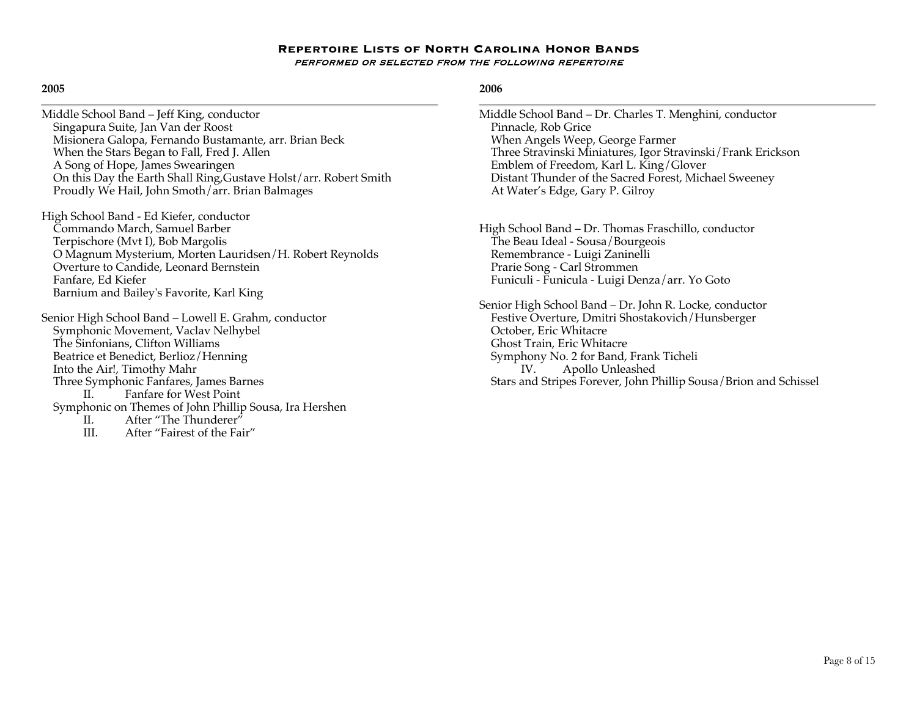# Repertoire Lists of North Carolina Honor Bands

*performed or selected from the following repertoire*

## 2005

Middle School Band – Jeff King, conductor

- Singapura Suite, Jan Van der Roost
- Misionera Galopa, Fernando Bustamante, arr. Brian Beck
- When the Stars Began to Fall, Fred J. Allen
- A Song of Hope, James Swearingen
- On this Day the Earth Shall Ring,Gustave Holst/arr. Robert Smith
- Proudly We Hail, John Smoth/arr. Brian Balmages

High School Band - Ed Kiefer, conductor

- Commando March, Samuel Barber
- Terpischore (Mvt I), Bob Margolis
- O Magnum Mysterium, Morten Lauridsen/H. Robert Reynolds
- Overture to Candide, Leonard Bernstein
- Fanfare, Ed Kiefer
- Barnium and Bailey's Favorite, Karl King

Senior High School Band – Lowell E. Grahm, conductor

- Symphonic Movement, Vaclav Nelhybel
- The Sinfonians, Clifton Williams
- Beatrice et Benedict, Berlioz/Henning
- Into the Air!, Timothy Mahr
- Three Symphonic Fanfares, James Barnes
  - II. Fanfare for West Point
- Symphonic on Themes of John Phillip Sousa, Ira Hershen
  - II. After "The Thunderer"
  - III. After "Fairest of the Fair"

## 2006

Middle School Band – Dr. Charles T. Menghini, conductor

- Pinnacle, Rob Grice
- When Angels Weep, George Farmer
- Three Stravinski Miniatures, Igor Stravinski/Frank Erickson
- Emblem of Freedom, Karl L. King/Glover
- Distant Thunder of the Sacred Forest, Michael Sweeney
- At Water's Edge, Gary P. Gilroy

High School Band – Dr. Thomas Fraschillo, conductor

- The Beau Ideal - Sousa/Bourgeois
- Remembrance - Luigi Zaninelli
- Prarie Song - Carl Strommen
- Funiculi - Funicula - Luigi Denza/arr. Yo Goto

Senior High School Band – Dr. John R. Locke, conductor

- Festive Overture, Dmitri Shostakovich/Hunsberger
- October, Eric Whitacre
- Ghost Train, Eric Whitacre
- Symphony No. 2 for Band, Frank Ticheli
  - IV. Apollo Unleashed
- Stars and Stripes Forever, John Phillip Sousa/Brion and Schissel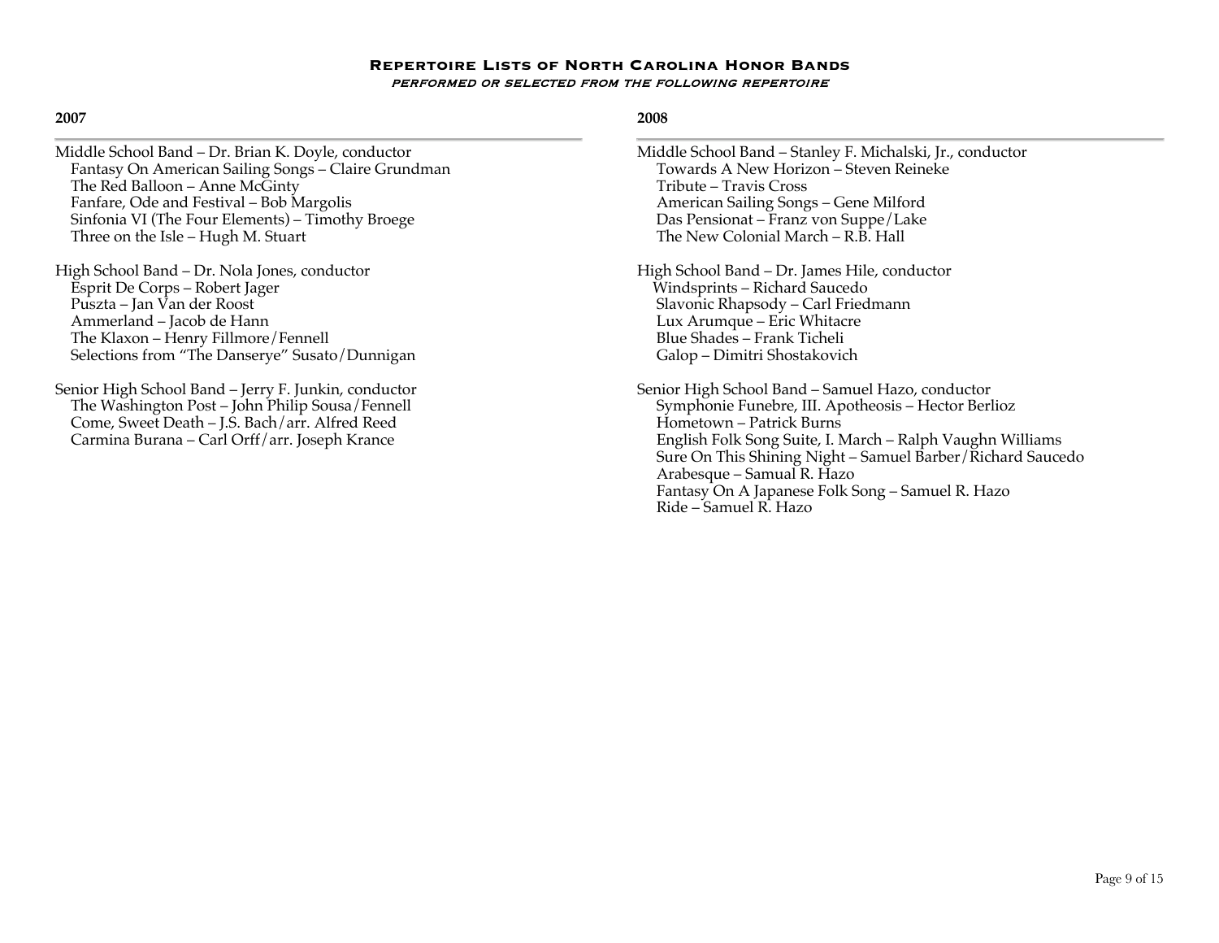# Repertoire Lists of North Carolina Honor Bands

*performed or selected from the following repertoire*

## 2007

Middle School Band – Dr. Brian K. Doyle, conductor
- Fantasy On American Sailing Songs – Claire Grundman
- The Red Balloon – Anne McGinty
- Fanfare, Ode and Festival – Bob Margolis
- Sinfonia VI (The Four Elements) – Timothy Broege
- Three on the Isle – Hugh M. Stuart

High School Band – Dr. Nola Jones, conductor
- Esprit De Corps – Robert Jager
- Puszta – Jan Van der Roost
- Ammerland – Jacob de Hann
- The Klaxon – Henry Fillmore/Fennell
- Selections from "The Danserye" Susato/Dunnigan

Senior High School Band – Jerry F. Junkin, conductor
- The Washington Post – John Philip Sousa/Fennell
- Come, Sweet Death – J.S. Bach/arr. Alfred Reed
- Carmina Burana – Carl Orff/arr. Joseph Krance

## 2008

Middle School Band – Stanley F. Michalski, Jr., conductor
- Towards A New Horizon – Steven Reineke
- Tribute – Travis Cross
- American Sailing Songs – Gene Milford
- Das Pensionat – Franz von Suppe/Lake
- The New Colonial March – R.B. Hall

High School Band – Dr. James Hile, conductor
- Windsprints – Richard Saucedo
- Slavonic Rhapsody – Carl Friedmann
- Lux Arumque – Eric Whitacre
- Blue Shades – Frank Ticheli
- Galop – Dimitri Shostakovich

Senior High School Band – Samuel Hazo, conductor
- Symphonie Funebre, III. Apotheosis – Hector Berlioz
- Hometown – Patrick Burns
- English Folk Song Suite, I. March – Ralph Vaughn Williams
- Sure On This Shining Night – Samuel Barber/Richard Saucedo
- Arabesque – Samual R. Hazo
- Fantasy On A Japanese Folk Song – Samuel R. Hazo
- Ride – Samuel R. Hazo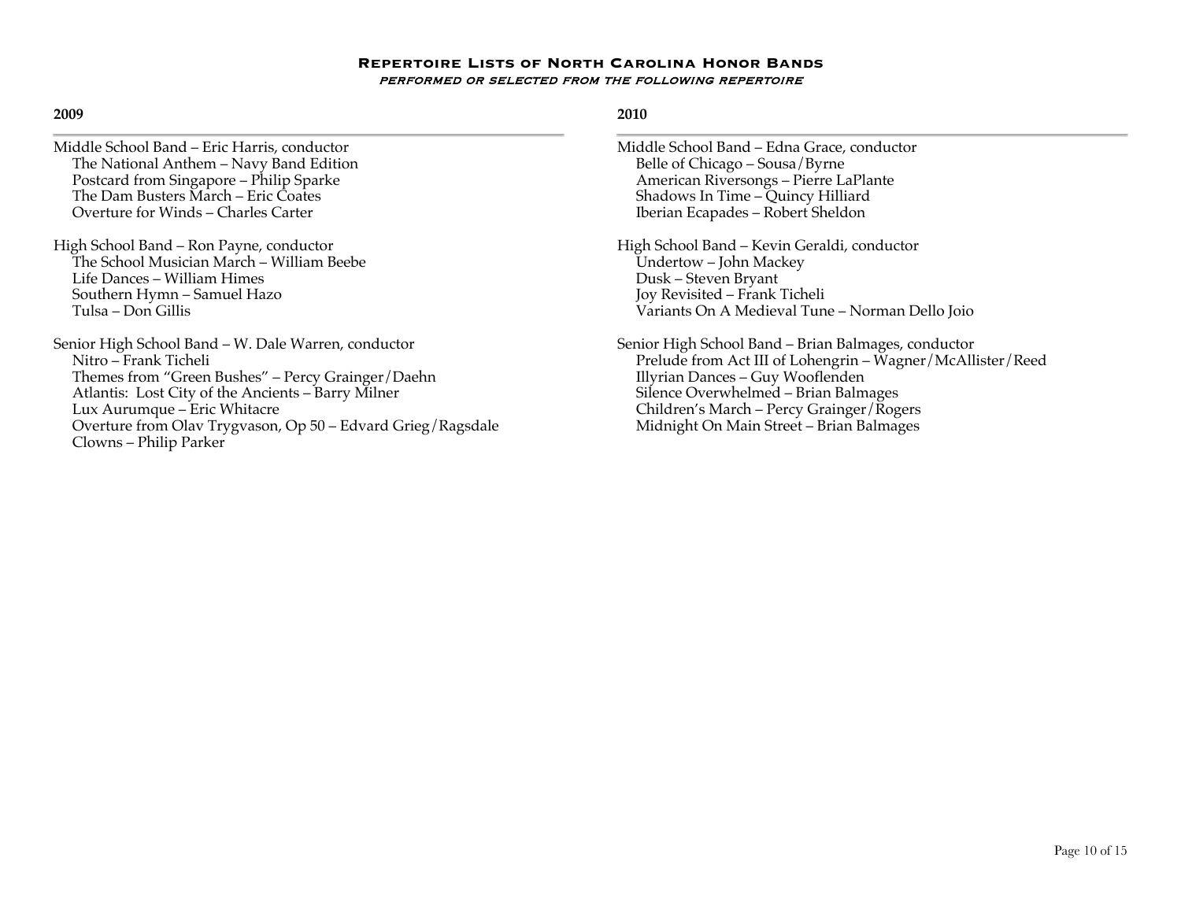# Repertoire Lists of North Carolina Honor Bands

*performed or selected from the following repertoire*

## 2009

Middle School Band – Eric Harris, conductor
- The National Anthem – Navy Band Edition
- Postcard from Singapore – Philip Sparke
- The Dam Busters March – Eric Coates
- Overture for Winds – Charles Carter

High School Band – Ron Payne, conductor
- The School Musician March – William Beebe
- Life Dances – William Himes
- Southern Hymn – Samuel Hazo
- Tulsa – Don Gillis

Senior High School Band – W. Dale Warren, conductor
- Nitro – Frank Ticheli
- Themes from "Green Bushes" – Percy Grainger/Daehn
- Atlantis: Lost City of the Ancients – Barry Milner
- Lux Aurumque – Eric Whitacre
- Overture from Olav Trygvason, Op 50 – Edvard Grieg/Ragsdale
- Clowns – Philip Parker

## 2010

Middle School Band – Edna Grace, conductor
- Belle of Chicago – Sousa/Byrne
- American Riversongs – Pierre LaPlante
- Shadows In Time – Quincy Hilliard
- Iberian Ecapades – Robert Sheldon

High School Band – Kevin Geraldi, conductor
- Undertow – John Mackey
- Dusk – Steven Bryant
- Joy Revisited – Frank Ticheli
- Variants On A Medieval Tune – Norman Dello Joio

Senior High School Band – Brian Balmages, conductor
- Prelude from Act III of Lohengrin – Wagner/McAllister/Reed
- Illyrian Dances – Guy Wooflenden
- Silence Overwhelmed – Brian Balmages
- Children's March – Percy Grainger/Rogers
- Midnight On Main Street – Brian Balmages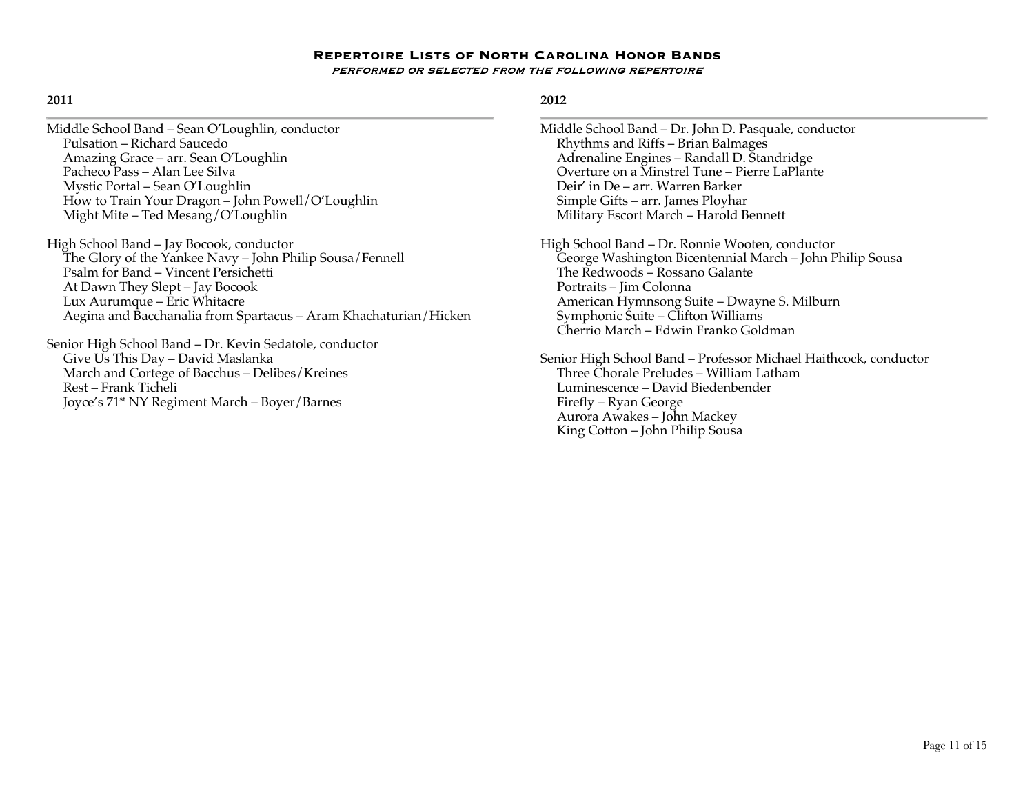# Repertoire Lists of North Carolina Honor Bands

*performed or selected from the following repertoire*

## 2011

Middle School Band – Sean O'Loughlin, conductor

- Pulsation – Richard Saucedo
- Amazing Grace – arr. Sean O'Loughlin
- Pacheco Pass – Alan Lee Silva
- Mystic Portal – Sean O'Loughlin
- How to Train Your Dragon – John Powell/O'Loughlin
- Might Mite – Ted Mesang/O'Loughlin

High School Band – Jay Bocook, conductor

- The Glory of the Yankee Navy – John Philip Sousa/Fennell
- Psalm for Band – Vincent Persichetti
- At Dawn They Slept – Jay Bocook
- Lux Aurumque – Eric Whitacre
- Aegina and Bacchanalia from Spartacus – Aram Khachaturian/Hicken

Senior High School Band – Dr. Kevin Sedatole, conductor

- Give Us This Day – David Maslanka
- March and Cortege of Bacchus – Delibes/Kreines
- Rest – Frank Ticheli
- Joyce's 71st NY Regiment March – Boyer/Barnes

## 2012

Middle School Band – Dr. John D. Pasquale, conductor

- Rhythms and Riffs – Brian Balmages
- Adrenaline Engines – Randall D. Standridge
- Overture on a Minstrel Tune – Pierre LaPlante
- Deir' in De – arr. Warren Barker
- Simple Gifts – arr. James Ployhar
- Military Escort March – Harold Bennett

High School Band – Dr. Ronnie Wooten, conductor

- George Washington Bicentennial March – John Philip Sousa
- The Redwoods – Rossano Galante
- Portraits – Jim Colonna
- American Hymnsong Suite – Dwayne S. Milburn
- Symphonic Suite – Clifton Williams
- Cherrio March – Edwin Franko Goldman

Senior High School Band – Professor Michael Haithcock, conductor

- Three Chorale Preludes – William Latham
- Luminescence – David Biedenbender
- Firefly – Ryan George
- Aurora Awakes – John Mackey
- King Cotton – John Philip Sousa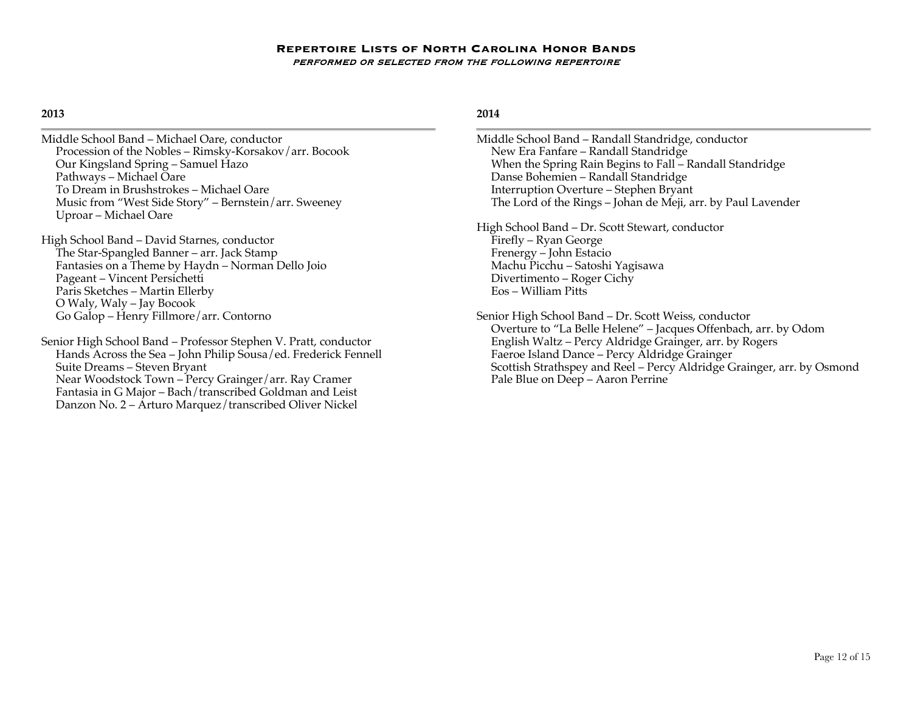## Repertoire Lists of North Carolina Honor Bands

*performed or selected from the following repertoire*

### 2013

Middle School Band – Michael Oare, conductor
- Procession of the Nobles – Rimsky-Korsakov/arr. Bocook
- Our Kingsland Spring – Samuel Hazo
- Pathways – Michael Oare
- To Dream in Brushstrokes – Michael Oare
- Music from "West Side Story" – Bernstein/arr. Sweeney
- Uproar – Michael Oare

High School Band – David Starnes, conductor
- The Star-Spangled Banner – arr. Jack Stamp
- Fantasies on a Theme by Haydn – Norman Dello Joio
- Pageant – Vincent Persichetti
- Paris Sketches – Martin Ellerby
- O Waly, Waly – Jay Bocook
- Go Galop – Henry Fillmore/arr. Contorno

Senior High School Band – Professor Stephen V. Pratt, conductor
- Hands Across the Sea – John Philip Sousa/ed. Frederick Fennell
- Suite Dreams – Steven Bryant
- Near Woodstock Town – Percy Grainger/arr. Ray Cramer
- Fantasia in G Major – Bach/transcribed Goldman and Leist
- Danzon No. 2 – Arturo Marquez/transcribed Oliver Nickel

### 2014

Middle School Band – Randall Standridge, conductor
- New Era Fanfare – Randall Standridge
- When the Spring Rain Begins to Fall – Randall Standridge
- Danse Bohemien – Randall Standridge
- Interruption Overture – Stephen Bryant
- The Lord of the Rings – Johan de Meji, arr. by Paul Lavender

High School Band – Dr. Scott Stewart, conductor
- Firefly – Ryan George
- Frenergy – John Estacio
- Machu Picchu – Satoshi Yagisawa
- Divertimento – Roger Cichy
- Eos – William Pitts

Senior High School Band – Dr. Scott Weiss, conductor
- Overture to "La Belle Helene" – Jacques Offenbach, arr. by Odom
- English Waltz – Percy Aldridge Grainger, arr. by Rogers
- Faeroe Island Dance – Percy Aldridge Grainger
- Scottish Strathspey and Reel – Percy Aldridge Grainger, arr. by Osmond
- Pale Blue on Deep – Aaron Perrine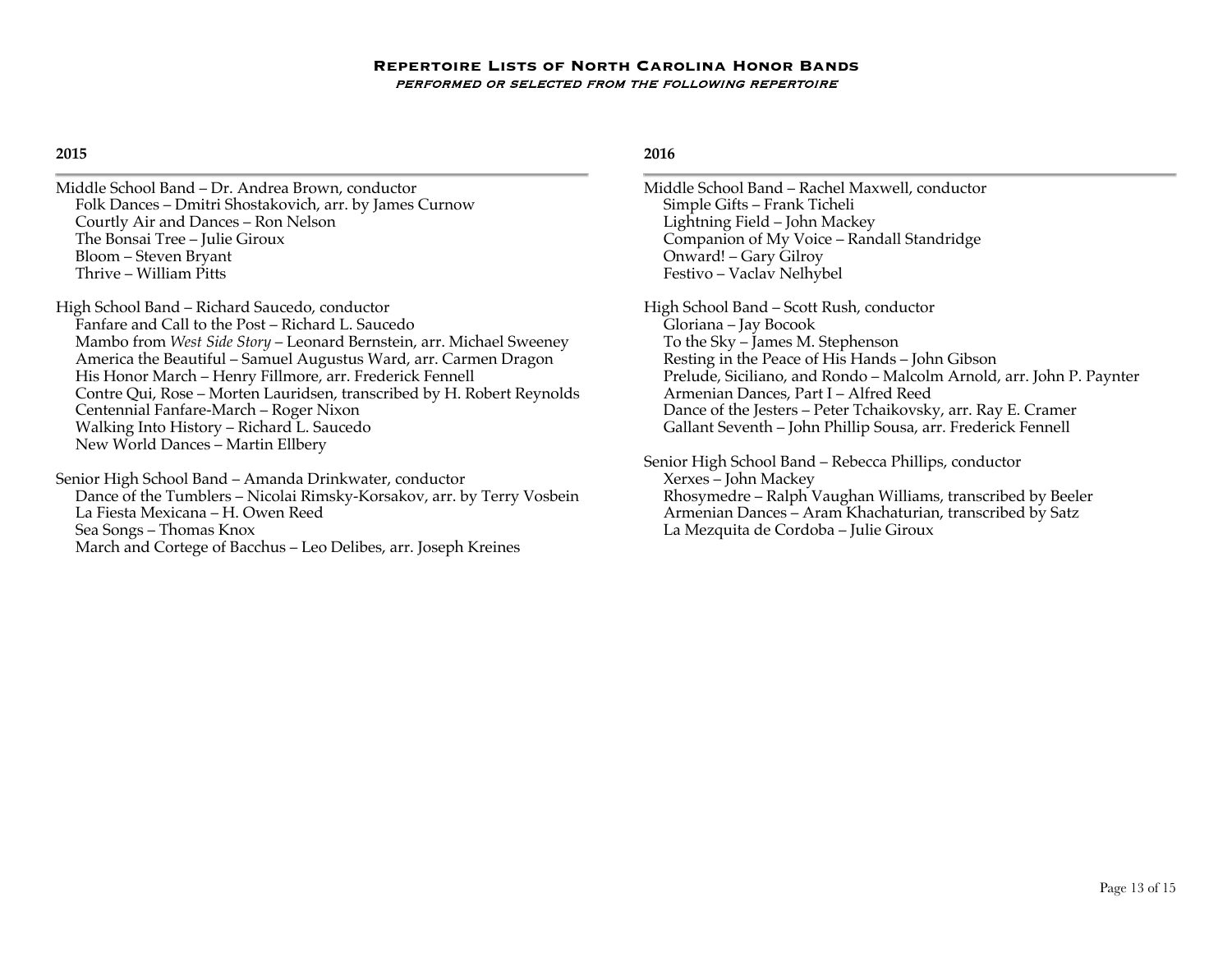# Repertoire Lists of North Carolina Honor Bands

*performed or selected from the following repertoire*

## 2015

Middle School Band – Dr. Andrea Brown, conductor
- Folk Dances – Dmitri Shostakovich, arr. by James Curnow
- Courtly Air and Dances – Ron Nelson
- The Bonsai Tree – Julie Giroux
- Bloom – Steven Bryant
- Thrive – William Pitts

High School Band – Richard Saucedo, conductor
- Fanfare and Call to the Post – Richard L. Saucedo
- Mambo from *West Side Story* – Leonard Bernstein, arr. Michael Sweeney
- America the Beautiful – Samuel Augustus Ward, arr. Carmen Dragon
- His Honor March – Henry Fillmore, arr. Frederick Fennell
- Contre Qui, Rose – Morten Lauridsen, transcribed by H. Robert Reynolds
- Centennial Fanfare-March – Roger Nixon
- Walking Into History – Richard L. Saucedo
- New World Dances – Martin Ellbery

Senior High School Band – Amanda Drinkwater, conductor
- Dance of the Tumblers – Nicolai Rimsky-Korsakov, arr. by Terry Vosbein
- La Fiesta Mexicana – H. Owen Reed
- Sea Songs – Thomas Knox
- March and Cortege of Bacchus – Leo Delibes, arr. Joseph Kreines

## 2016

Middle School Band – Rachel Maxwell, conductor
- Simple Gifts – Frank Ticheli
- Lightning Field – John Mackey
- Companion of My Voice – Randall Standridge
- Onward! – Gary Gilroy
- Festivo – Vaclav Nelhybel

High School Band – Scott Rush, conductor
- Gloriana – Jay Bocook
- To the Sky – James M. Stephenson
- Resting in the Peace of His Hands – John Gibson
- Prelude, Siciliano, and Rondo – Malcolm Arnold, arr. John P. Paynter
- Armenian Dances, Part I – Alfred Reed
- Dance of the Jesters – Peter Tchaikovsky, arr. Ray E. Cramer
- Gallant Seventh – John Phillip Sousa, arr. Frederick Fennell

Senior High School Band – Rebecca Phillips, conductor
- Xerxes – John Mackey
- Rhosymedre – Ralph Vaughan Williams, transcribed by Beeler
- Armenian Dances – Aram Khachaturian, transcribed by Satz
- La Mezquita de Cordoba – Julie Giroux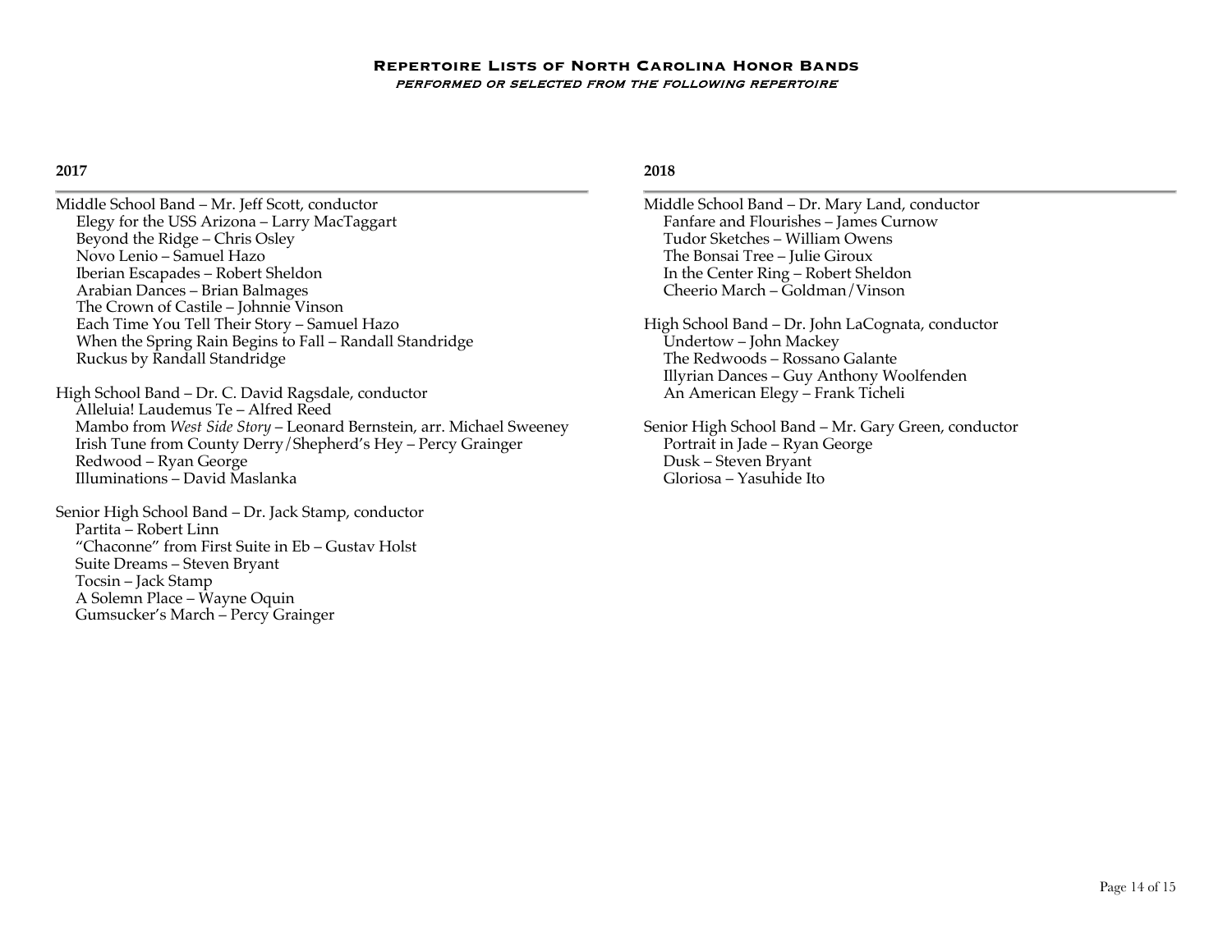# Repertoire Lists of North Carolina Honor Bands

*performed or selected from the following repertoire*

## 2017

Middle School Band – Mr. Jeff Scott, conductor
- Elegy for the USS Arizona – Larry MacTaggart
- Beyond the Ridge – Chris Osley
- Novo Lenio – Samuel Hazo
- Iberian Escapades – Robert Sheldon
- Arabian Dances – Brian Balmages
- The Crown of Castile – Johnnie Vinson
- Each Time You Tell Their Story – Samuel Hazo
- When the Spring Rain Begins to Fall – Randall Standridge
- Ruckus by Randall Standridge

High School Band – Dr. C. David Ragsdale, conductor
- Alleluia! Laudemus Te – Alfred Reed
- Mambo from *West Side Story* – Leonard Bernstein, arr. Michael Sweeney
- Irish Tune from County Derry/Shepherd's Hey – Percy Grainger
- Redwood – Ryan George
- Illuminations – David Maslanka

Senior High School Band – Dr. Jack Stamp, conductor
- Partita – Robert Linn
- "Chaconne" from First Suite in Eb – Gustav Holst
- Suite Dreams – Steven Bryant
- Tocsin – Jack Stamp
- A Solemn Place – Wayne Oquin
- Gumsucker's March – Percy Grainger

## 2018

Middle School Band – Dr. Mary Land, conductor
- Fanfare and Flourishes – James Curnow
- Tudor Sketches – William Owens
- The Bonsai Tree – Julie Giroux
- In the Center Ring – Robert Sheldon
- Cheerio March – Goldman/Vinson

High School Band – Dr. John LaCognata, conductor
- Undertow – John Mackey
- The Redwoods – Rossano Galante
- Illyrian Dances – Guy Anthony Woolfenden
- An American Elegy – Frank Ticheli

Senior High School Band – Mr. Gary Green, conductor
- Portrait in Jade – Ryan George
- Dusk – Steven Bryant
- Gloriosa – Yasuhide Ito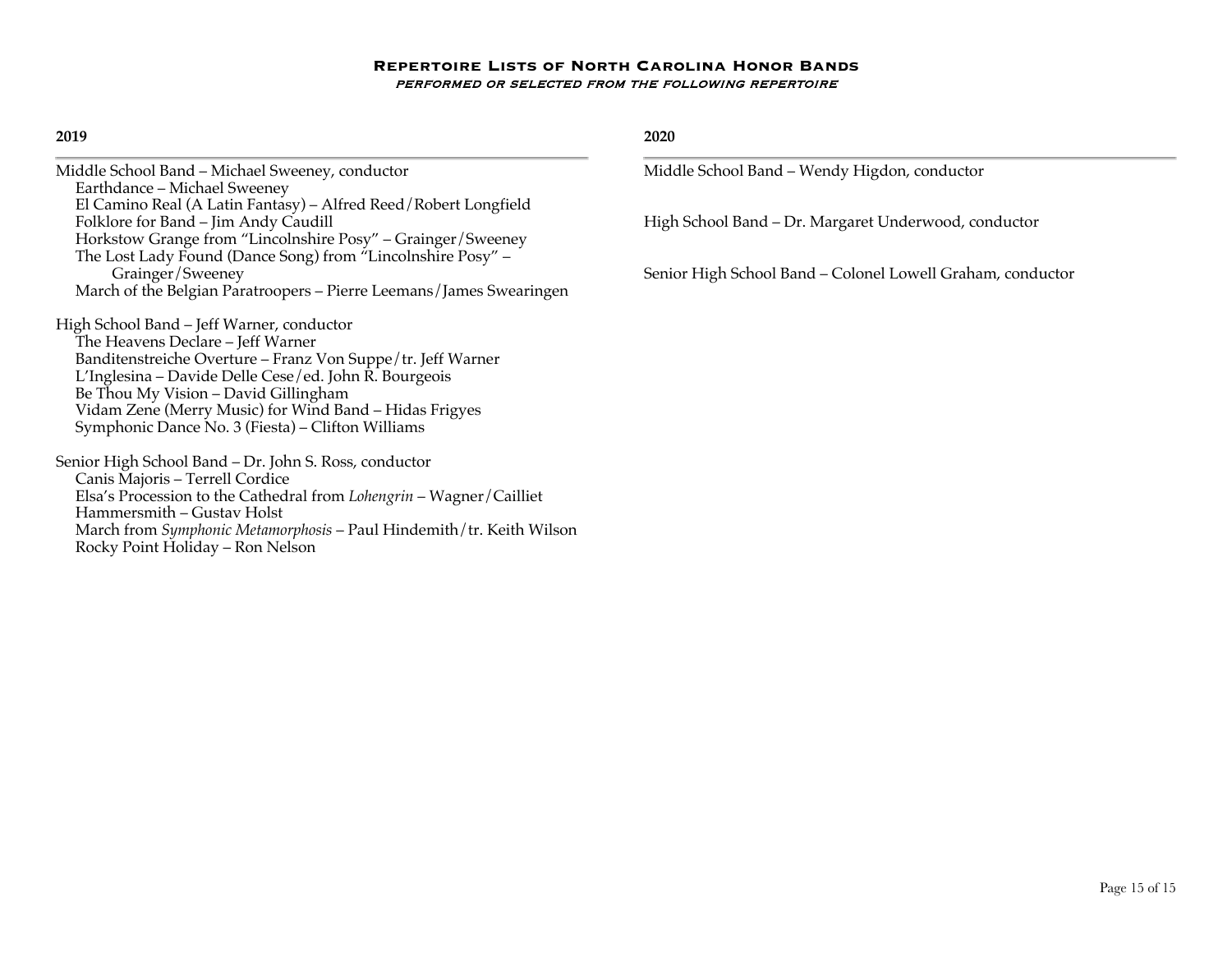# Repertoire Lists of North Carolina Honor Bands

*performed or selected from the following repertoire*

## 2019

Middle School Band – Michael Sweeney, conductor

- Earthdance – Michael Sweeney
- El Camino Real (A Latin Fantasy) – Alfred Reed/Robert Longfield
- Folklore for Band – Jim Andy Caudill
- Horkstow Grange from "Lincolnshire Posy" – Grainger/Sweeney
- The Lost Lady Found (Dance Song) from "Lincolnshire Posy" – Grainger/Sweeney
- March of the Belgian Paratroopers – Pierre Leemans/James Swearingen

High School Band – Jeff Warner, conductor

- The Heavens Declare – Jeff Warner
- Banditenstreiche Overture – Franz Von Suppe/tr. Jeff Warner
- L'Inglesina – Davide Delle Cese/ed. John R. Bourgeois
- Be Thou My Vision – David Gillingham
- Vidam Zene (Merry Music) for Wind Band – Hidas Frigyes
- Symphonic Dance No. 3 (Fiesta) – Clifton Williams

Senior High School Band – Dr. John S. Ross, conductor

- Canis Majoris – Terrell Cordice
- Elsa's Procession to the Cathedral from *Lohengrin* – Wagner/Cailliet
- Hammersmith – Gustav Holst
- March from *Symphonic Metamorphosis* – Paul Hindemith/tr. Keith Wilson
- Rocky Point Holiday – Ron Nelson

## 2020

Middle School Band – Wendy Higdon, conductor

High School Band – Dr. Margaret Underwood, conductor

Senior High School Band – Colonel Lowell Graham, conductor